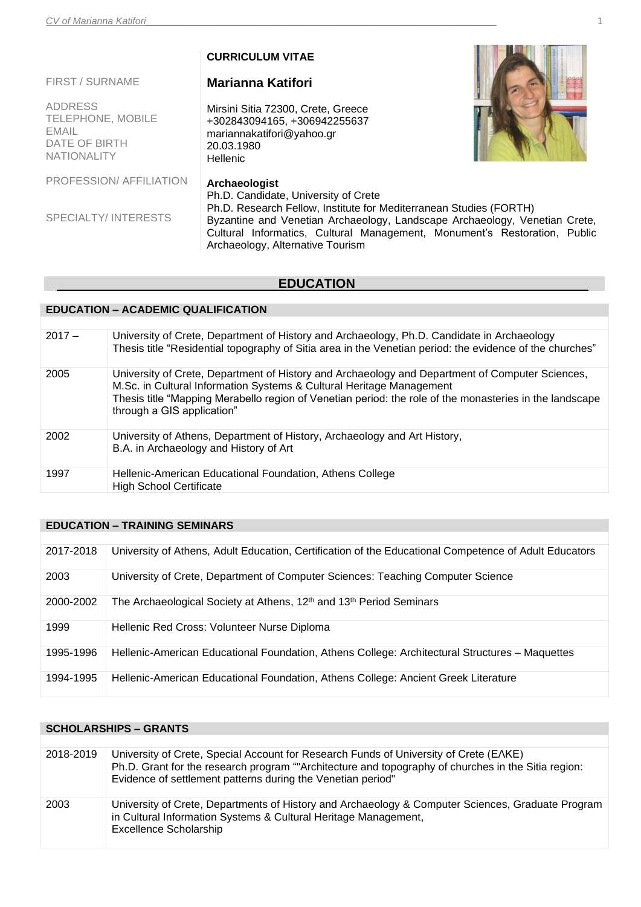# CURRICULUM VITAE

| | |
|---|---|
| FIRST / SURNAME | **Marianna Katifori** |
| ADDRESS | Mirsini Sitia 72300, Crete, Greece |
| TELEPHONE, MOBILE | +302843094165, +306942255637 |
| EMAIL | mariannakatifori@yahoo.gr |
| DATE OF BIRTH | 20.03.1980 |
| NATIONALITY | Hellenic |
| PROFESSION/ AFFILIATION | **Archaeologist**<br>Ph.D. Candidate, University of Crete<br>Ph.D. Research Fellow, Institute for Mediterranean Studies (FORTH) |
| SPECIALTY/ INTERESTS | Byzantine and Venetian Archaeology, Landscape Archaeology, Venetian Crete, Cultural Informatics, Cultural Management, Monument's Restoration, Public Archaeology, Alternative Tourism |

## EDUCATION

### EDUCATION – ACADEMIC QUALIFICATION

| | |
|---|---|
| 2017 – | University of Crete, Department of History and Archaeology, Ph.D. Candidate in Archaeology<br>Thesis title "Residential topography of Sitia area in the Venetian period: the evidence of the churches" |
| 2005 | University of Crete, Department of History and Archaeology and Department of Computer Sciences, M.Sc. in Cultural Information Systems & Cultural Heritage Management<br>Thesis title "Mapping Merabello region of Venetian period: the role of the monasteries in the landscape through a GIS application" |
| 2002 | University of Athens, Department of History, Archaeology and Art History,<br>B.A. in Archaeology and History of Art |
| 1997 | Hellenic-American Educational Foundation, Athens College<br>High School Certificate |

### EDUCATION – TRAINING SEMINARS

| | |
|---|---|
| 2017-2018 | University of Athens, Adult Education, Certification of the Educational Competence of Adult Educators |
| 2003 | University of Crete, Department of Computer Sciences: Teaching Computer Science |
| 2000-2002 | The Archaeological Society at Athens, 12th and 13th Period Seminars |
| 1999 | Hellenic Red Cross: Volunteer Nurse Diploma |
| 1995-1996 | Hellenic-American Educational Foundation, Athens College: Architectural Structures – Maquettes |
| 1994-1995 | Hellenic-American Educational Foundation, Athens College: Ancient Greek Literature |

### SCHOLARSHIPS – GRANTS

| | |
|---|---|
| 2018-2019 | University of Crete, Special Account for Research Funds of University of Crete (ΕΛΚΕ)<br>Ph.D. Grant for the research program ""Architecture and topography of churches in the Sitia region: Evidence of settlement patterns during the Venetian period" |
| 2003 | University of Crete, Departments of History and Archaeology & Computer Sciences, Graduate Program in Cultural Information Systems & Cultural Heritage Management,<br>Excellence Scholarship |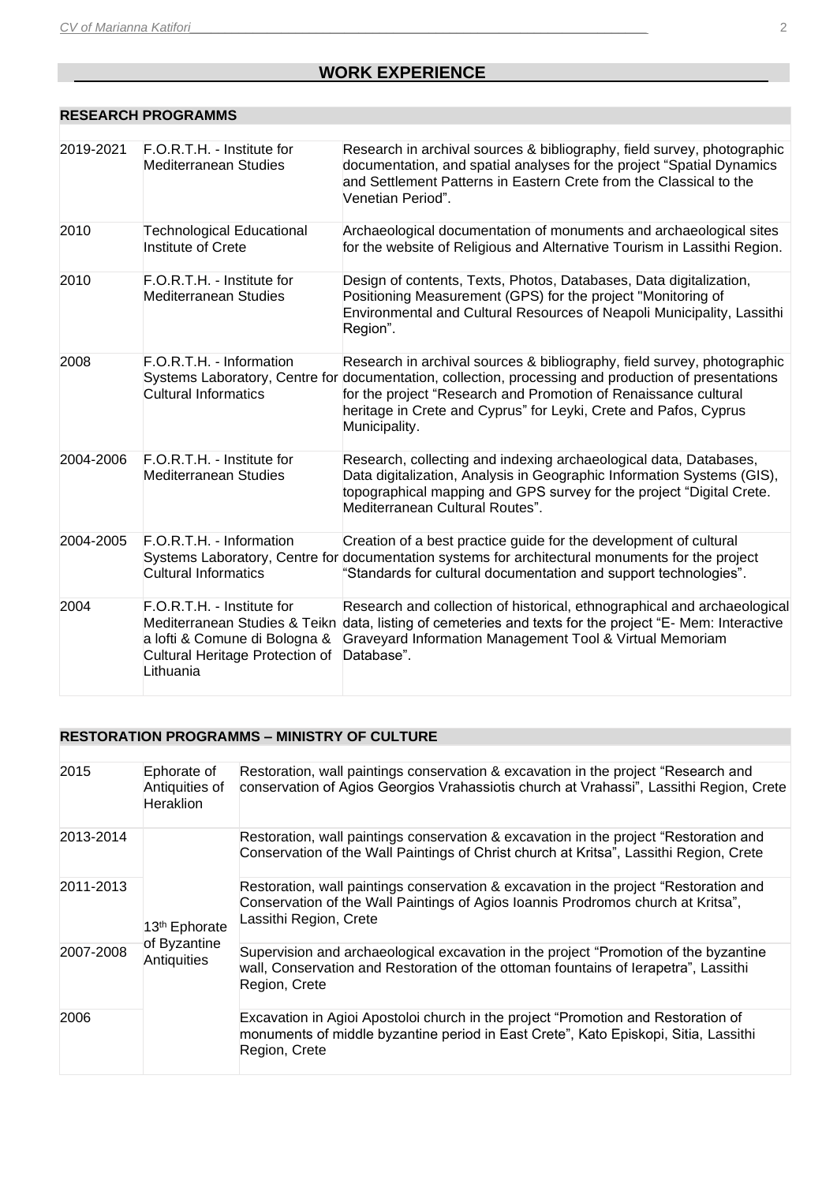## WORK EXPERIENCE

### RESEARCH PROGRAMMS

| | | |
|---|---|---|
| 2019-2021 | F.O.R.T.H. - Institute for Mediterranean Studies | Research in archival sources & bibliography, field survey, photographic documentation, and spatial analyses for the project “Spatial Dynamics and Settlement Patterns in Eastern Crete from the Classical to the Venetian Period”. |
| 2010 | Technological Educational Institute of Crete | Archaeological documentation of monuments and archaeological sites for the website of Religious and Alternative Tourism in Lassithi Region. |
| 2010 | F.O.R.T.H. - Institute for Mediterranean Studies | Design of contents, Texts, Photos, Databases, Data digitalization, Positioning Measurement (GPS) for the project "Monitoring of Environmental and Cultural Resources of Neapoli Municipality, Lassithi Region”. |
| 2008 | F.O.R.T.H. - Information Systems Laboratory, Centre for Cultural Informatics | Research in archival sources & bibliography, field survey, photographic documentation, collection, processing and production of presentations for the project “Research and Promotion of Renaissance cultural heritage in Crete and Cyprus” for Leyki, Crete and Pafos, Cyprus Municipality. |
| 2004-2006 | F.O.R.T.H. - Institute for Mediterranean Studies | Research, collecting and indexing archaeological data, Databases, Data digitalization, Analysis in Geographic Information Systems (GIS), topographical mapping and GPS survey for the project “Digital Crete. Mediterranean Cultural Routes”. |
| 2004-2005 | F.O.R.T.H. - Information Systems Laboratory, Centre for Cultural Informatics | Creation of a best practice guide for the development of cultural documentation systems for architectural monuments for the project “Standards for cultural documentation and support technologies”. |
| 2004 | F.O.R.T.H. - Institute for Mediterranean Studies & Teikn a lofti & Comune di Bologna & Cultural Heritage Protection of Lithuania | Research and collection of historical, ethnographical and archaeological data, listing of cemeteries and texts for the project “E- Mem: Interactive Graveyard Information Management Tool & Virtual Memoriam Database”. |

### RESTORATION PROGRAMMS – MINISTRY OF CULTURE

| | | |
|---|---|---|
| 2015 | Ephorate of Antiquities of Heraklion | Restoration, wall paintings conservation & excavation in the project “Research and conservation of Agios Georgios Vrahassiotis church at Vrahassi”, Lassithi Region, Crete |
| 2013-2014 | 13th Ephorate of Byzantine Antiquities | Restoration, wall paintings conservation & excavation in the project “Restoration and Conservation of the Wall Paintings of Christ church at Kritsa”, Lassithi Region, Crete |
| 2011-2013 | | Restoration, wall paintings conservation & excavation in the project “Restoration and Conservation of the Wall Paintings of Agios Ioannis Prodromos church at Kritsa”, Lassithi Region, Crete |
| 2007-2008 | | Supervision and archaeological excavation in the project “Promotion of the byzantine wall, Conservation and Restoration of the ottoman fountains of Ierapetra”, Lassithi Region, Crete |
| 2006 | | Excavation in Agioi Apostoloi church in the project “Promotion and Restoration of monuments of middle byzantine period in East Crete”, Kato Episkopi, Sitia, Lassithi Region, Crete |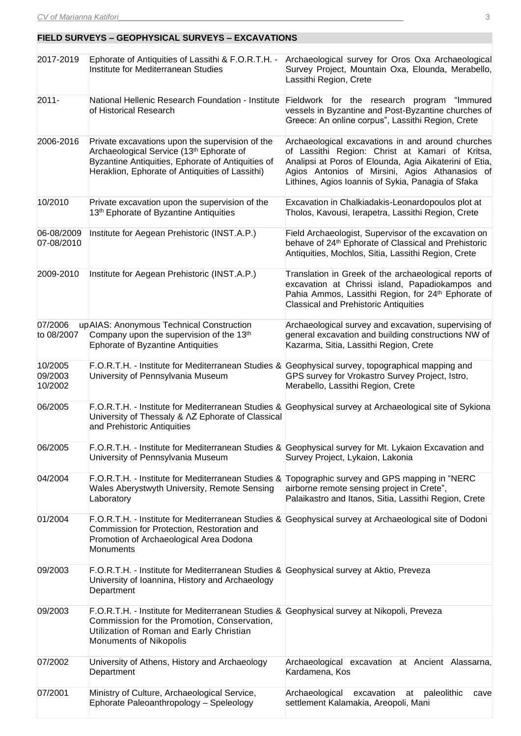## FIELD SURVEYS – GEOPHYSICAL SURVEYS – EXCAVATIONS

| | | |
|---|---|---|
| 2017-2019 | Ephorate of Antiquities of Lassithi & F.O.R.T.H. - Institute for Mediterranean Studies | Archaeological survey for Oros Oxa Archaeological Survey Project, Mountain Oxa, Elounda, Merabello, Lassithi Region, Crete |
| 2011- | National Hellenic Research Foundation - Institute of Historical Research | Fieldwork for the research program "Immured vessels in Byzantine and Post-Byzantine churches of Greece: An online corpus", Lassithi Region, Crete |
| 2006-2016 | Private excavations upon the supervision of the Archaeological Service (13th Ephorate of Byzantine Antiquities, Ephorate of Antiquities of Heraklion, Ephorate of Antiquities of Lassithi) | Archaeological excavations in and around churches of Lassithi Region: Christ at Kamari of Kritsa, Analipsi at Poros of Elounda, Agia Aikaterini of Etia, Agios Antonios of Mirsini, Agios Athanasios of Lithines, Agios Ioannis of Sykia, Panagia of Sfaka |
| 10/2010 | Private excavation upon the supervision of the 13th Ephorate of Byzantine Antiquities | Excavation in Chalkiadakis-Leonardopoulos plot at Tholos, Kavousi, Ierapetra, Lassithi Region, Crete |
| 06-08/2009 07-08/2010 | Institute for Aegean Prehistoric (INST.A.P.) | Field Archaeologist, Supervisor of the excavation on behave of 24th Ephorate of Classical and Prehistoric Antiquities, Mochlos, Sitia, Lassithi Region, Crete |
| 2009-2010 | Institute for Aegean Prehistoric (INST.A.P.) | Translation in Greek of the archaeological reports of excavation at Chrissi island, Papadiokampos and Pahia Ammos, Lassithi Region, for 24th Ephorate of Classical and Prehistoric Antiquities |
| 07/2006 up to 08/2007 | AIAS: Anonymous Technical Construction Company upon the supervision of the 13th Ephorate of Byzantine Antiquities | Archaeological survey and excavation, supervising of general excavation and building constructions NW of Kazarma, Sitia, Lassithi Region, Crete |
| 10/2005 09/2003 10/2002 | F.O.R.T.H. - Institute for Mediterranean Studies & University of Pennsylvania Museum | Geophysical survey, topographical mapping and GPS survey for Vrokastro Survey Project, Istro, Merabello, Lassithi Region, Crete |
| 06/2005 | F.O.R.T.H. - Institute for Mediterranean Studies & University of Thessaly & ΛΖ Ephorate of Classical and Prehistoric Antiquities | Geophysical survey at Archaeological site of Sykiona |
| 06/2005 | F.O.R.T.H. - Institute for Mediterranean Studies & University of Pennsylvania Museum | Geophysical survey for Mt. Lykaion Excavation and Survey Project, Lykaion, Lakonia |
| 04/2004 | F.O.R.T.H. - Institute for Mediterranean Studies & Wales Aberystwyth University, Remote Sensing Laboratory | Topographic survey and GPS mapping in "NERC airborne remote sensing project in Crete", Palaikastro and Itanos, Sitia, Lassithi Region, Crete |
| 01/2004 | F.O.R.T.H. - Institute for Mediterranean Studies & Commission for Protection, Restoration and Promotion of Archaeological Area Dodona Monuments | Geophysical survey at Archaeological site of Dodoni |
| 09/2003 | F.O.R.T.H. - Institute for Mediterranean Studies & University of Ioannina, History and Archaeology Department | Geophysical survey at Aktio, Preveza |
| 09/2003 | F.O.R.T.H. - Institute for Mediterranean Studies & Commission for the Promotion, Conservation, Utilization of Roman and Early Christian Monuments of Nikopolis | Geophysical survey at Nikopoli, Preveza |
| 07/2002 | University of Athens, History and Archaeology Department | Archaeological excavation at Ancient Alassarna, Kardamena, Kos |
| 07/2001 | Ministry of Culture, Archaeological Service, Ephorate Paleoanthropology – Speleology | Archaeological excavation at paleolithic cave settlement Kalamakia, Areopoli, Mani |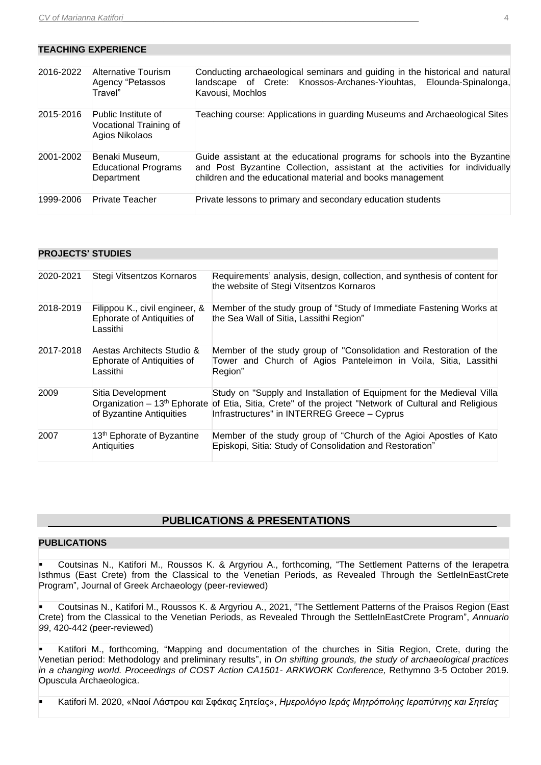## TEACHING EXPERIENCE

| | | |
|---|---|---|
| 2016-2022 | Alternative Tourism Agency "Petassos Travel" | Conducting archaeological seminars and guiding in the historical and natural landscape of Crete: Knossos-Archanes-Yiouhtas, Elounda-Spinalonga, Kavousi, Mochlos |
| 2015-2016 | Public Institute of Vocational Training of Agios Nikolaos | Teaching course: Applications in guarding Museums and Archaeological Sites |
| 2001-2002 | Benaki Museum, Educational Programs Department | Guide assistant at the educational programs for schools into the Byzantine and Post Byzantine Collection, assistant at the activities for individually children and the educational material and books management |
| 1999-2006 | Private Teacher | Private lessons to primary and secondary education students |

## PROJECTS' STUDIES

| | | |
|---|---|---|
| 2020-2021 | Stegi Vitsentzos Kornaros | Requirements' analysis, design, collection, and synthesis of content for the website of Stegi Vitsentzos Kornaros |
| 2018-2019 | Filippou K., civil engineer, & Ephorate of Antiquities of Lassithi | Member of the study group of "Study of Immediate Fastening Works at the Sea Wall of Sitia, Lassithi Region" |
| 2017-2018 | Aestas Architects Studio & Ephorate of Antiquities of Lassithi | Member of the study group of "Consolidation and Restoration of the Tower and Church of Agios Panteleimon in Voila, Sitia, Lassithi Region" |
| 2009 | Sitia Development Organization – 13th Ephorate of Byzantine Antiquities | Study on "Supply and Installation of Equipment for the Medieval Villa of Etia, Sitia, Crete" of the project "Network of Cultural and Religious Infrastructures" in INTERREG Greece – Cyprus |
| 2007 | 13th Ephorate of Byzantine Antiquities | Member of the study group of "Church of the Agioi Apostles of Kato Episkopi, Sitia: Study of Consolidation and Restoration" |

# PUBLICATIONS & PRESENTATIONS

## PUBLICATIONS

- Coutsinas N., Katifori M., Roussos K. & Argyriou A., forthcoming, "The Settlement Patterns of the Ierapetra Isthmus (East Crete) from the Classical to the Venetian Periods, as Revealed Through the SettleInEastCrete Program", Journal of Greek Archaeology (peer-reviewed)

- Coutsinas N., Katifori M., Roussos K. & Argyriou A., 2021, "The Settlement Patterns of the Praisos Region (East Crete) from the Classical to the Venetian Periods, as Revealed Through the SettleInEastCrete Program", *Annuario 99*, 420-442 (peer-reviewed)

- Katifori M., forthcoming, "Mapping and documentation of the churches in Sitia Region, Crete, during the Venetian period: Methodology and preliminary results", in *On shifting grounds, the study of archaeological practices in a changing world. Proceedings of COST Action CA1501- ARKWORK Conference,* Rethymno 3-5 October 2019. Opuscula Archaeologica.

- Katifori M. 2020, «Ναοί Λάστρου και Σφάκας Σητείας», *Ημερολόγιο Ιεράς Μητρόπολης Ιεραπύτνης και Σητείας*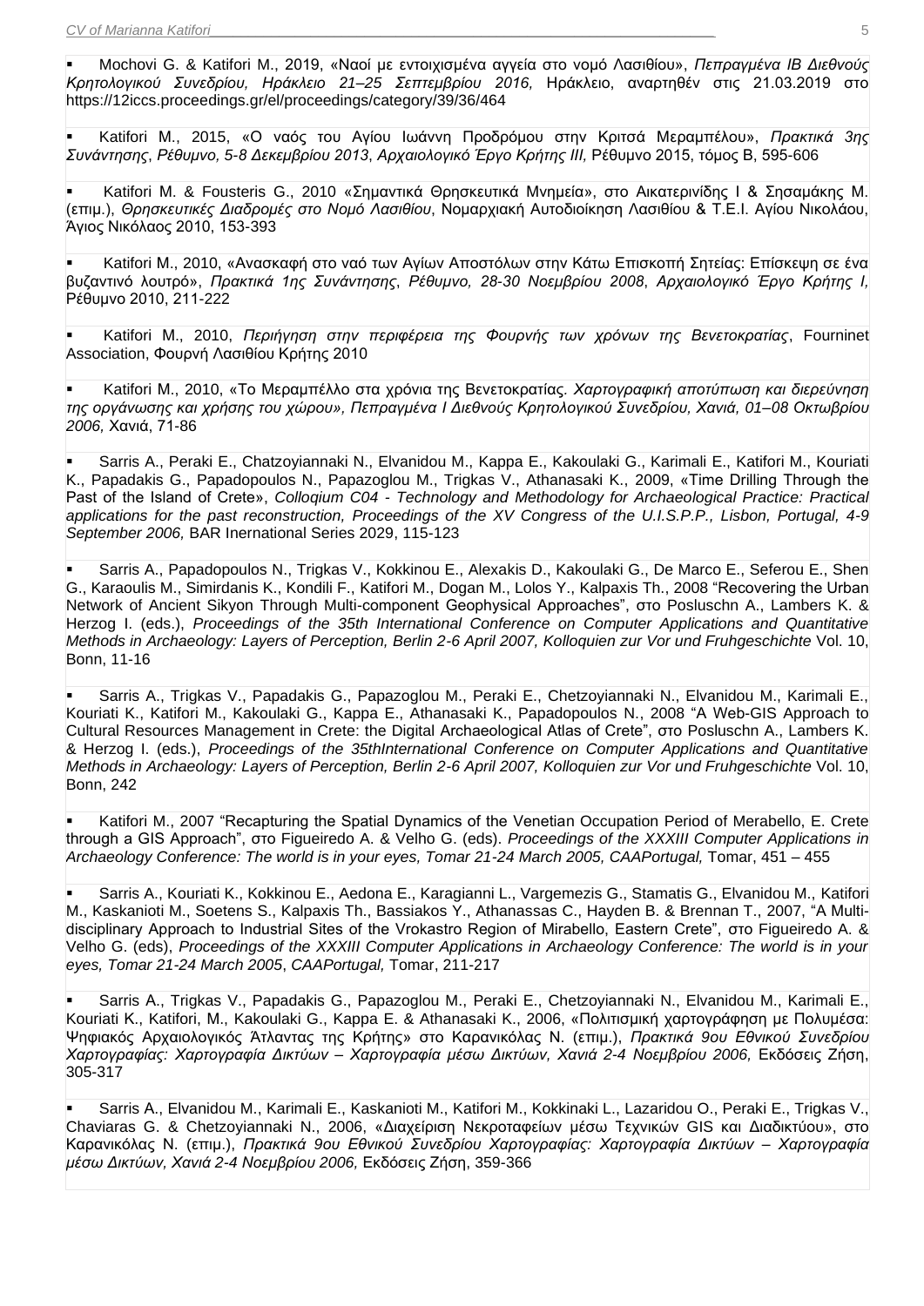- Mochovi G. & Katifori M., 2019, «Ναοί με εντοιχισμένα αγγεία στο νομό Λασιθίου», *Πεπραγμένα ΙΒ Διεθνούς Κρητολογικού Συνεδρίου, Ηράκλειο 21–25 Σεπτεμβρίου 2016,* Ηράκλειο, αναρτηθέν στις 21.03.2019 στο https://12iccs.proceedings.gr/el/proceedings/category/39/36/464

- Katifori M., 2015, «Ο ναός του Αγίου Ιωάννη Προδρόμου στην Κριτσά Μεραμπέλου», *Πρακτικά 3ης Συνάντησης*, *Ρέθυμνο, 5-8 Δεκεμβρίου 2013*, *Αρχαιολογικό Έργο Κρήτης ΙΙΙ,* Ρέθυμνο 2015, τόμος Β, 595-606

- Katifori M. & Fousteris G., 2010 «Σημαντικά Θρησκευτικά Μνημεία», στο Αικατερινίδης Ι & Σησαμάκης Μ. (επιμ.), *Θρησκευτικές Διαδρομές στο Νομό Λασιθίου*, Νομαρχιακή Αυτοδιοίκηση Λασιθίου & Τ.Ε.Ι. Αγίου Νικολάου, Άγιος Νικόλαος 2010, 153-393

- Katifori M., 2010, «Ανασκαφή στο ναό των Αγίων Αποστόλων στην Κάτω Επισκοπή Σητείας: Επίσκεψη σε ένα βυζαντινό λουτρό», *Πρακτικά 1ης Συνάντησης*, *Ρέθυμνο, 28-30 Νοεμβρίου 2008*, *Αρχαιολογικό Έργο Κρήτης Ι,* Ρέθυμνο 2010, 211-222

- Katifori M., 2010, *Περιήγηση στην περιφέρεια της Φουρνής των χρόνων της Βενετοκρατίας*, Fourninet Association, Φουρνή Λασιθίου Κρήτης 2010

- Katifori M., 2010, «Το Μεραμπέλλο στα χρόνια της Βενετοκρατίας. *Χαρτογραφική αποτύπωση και διερεύνηση της οργάνωσης και χρήσης του χώρου», Πεπραγμένα Ι Διεθνούς Κρητολογικού Συνεδρίου, Χανιά, 01–08 Οκτωβρίου 2006,* Χανιά, 71-86

- Sarris A., Peraki E., Chatzoyiannaki N., Elvanidou M., Kappa E., Kakoulaki G., Karimali E., Katifori M., Kouriati K., Papadakis G., Papadopoulos N., Papazoglou M., Trigkas V., Athanasaki K., 2009, «Time Drilling Through the Past of the Island of Crete», *Colloqium C04 - Technology and Methodology for Archaeological Practice: Practical applications for the past reconstruction, Proceedings of the XV Congress of the U.I.S.P.P., Lisbon, Portugal, 4-9 September 2006,* BAR Inernational Series 2029, 115-123

- Sarris A., Papadopoulos N., Trigkas V., Kokkinou E., Alexakis D., Kakoulaki G., De Marco E., Seferou E., Shen G., Karaoulis M., Simirdanis K., Kondili F., Katifori M., Dogan M., Lolos Y., Kalpaxis Th., 2008 "Recovering the Urban Network of Ancient Sikyon Through Multi-component Geophysical Approaches", στο Posluschn A., Lambers K. & Herzog I. (eds.), *Proceedings of the 35th International Conference on Computer Applications and Quantitative Methods in Archaeology: Layers of Perception, Berlin 2-6 April 2007, Kolloquien zur Vor und Fruhgeschichte* Vol. 10, Bonn, 11-16

- Sarris A., Trigkas V., Papadakis G., Papazoglou M., Peraki E., Chetzoyiannaki N., Elvanidou M., Karimali E., Kouriati K., Katifori M., Kakoulaki G., Kappa E., Athanasaki K., Papadopoulos N., 2008 "A Web-GIS Approach to Cultural Resources Management in Crete: the Digital Archaeological Atlas of Crete", στο Posluschn A., Lambers K. & Herzog I. (eds.), *Proceedings of the 35thInternational Conference on Computer Applications and Quantitative Methods in Archaeology: Layers of Perception, Berlin 2-6 April 2007, Kolloquien zur Vor und Fruhgeschichte* Vol. 10, Bonn, 242

- Katifori M., 2007 "Recapturing the Spatial Dynamics of the Venetian Occupation Period of Merabello, E. Crete through a GIS Approach", στο Figueiredo A. & Velho G. (eds). *Proceedings of the XXXIII Computer Applications in Archaeology Conference: The world is in your eyes, Tomar 21-24 March 2005, CAAPortugal,* Tomar, 451 – 455

- Sarris A., Kouriati K., Kokkinou E., Aedona E., Karagianni L., Vargemezis G., Stamatis G., Elvanidou M., Katifori M., Kaskanioti M., Soetens S., Kalpaxis Th., Bassiakos Y., Athanassas C., Hayden B. & Brennan T., 2007, "A Multi-disciplinary Approach to Industrial Sites of the Vrokastro Region of Mirabello, Eastern Crete", στο Figueiredo A. & Velho G. (eds), *Proceedings of the XXXIII Computer Applications in Archaeology Conference: The world is in your eyes, Tomar 21-24 March 2005*, *CAAPortugal,* Tomar, 211-217

- Sarris A., Trigkas V., Papadakis G., Papazoglou M., Peraki E., Chetzoyiannaki N., Elvanidou M., Karimali E., Kouriati K., Katifori, M., Kakoulaki G., Kappa E. & Athanasaki K., 2006, «Πολιτισμική χαρτογράφηση με Πολυμέσα: Ψηφιακός Αρχαιολογικός Άτλαντας της Κρήτης» στο Καρανικόλας Ν. (επιμ.), *Πρακτικά 9ου Εθνικού Συνεδρίου Χαρτογραφίας: Χαρτογραφία Δικτύων – Χαρτογραφία μέσω Δικτύων, Χανιά 2-4 Νοεμβρίου 2006,* Εκδόσεις Ζήση, 305-317

- Sarris A., Elvanidou M., Karimali E., Kaskanioti M., Katifori M., Kokkinaki L., Lazaridou O., Peraki E., Trigkas V., Chaviaras G. & Chetzoyiannaki N., 2006, «Διαχείριση Νεκροταφείων μέσω Τεχνικών GIS και Διαδικτύου», στο Καρανικόλας Ν. (επιμ.), *Πρακτικά 9ου Εθνικού Συνεδρίου Χαρτογραφίας: Χαρτογραφία Δικτύων – Χαρτογραφία μέσω Δικτύων, Χανιά 2-4 Νοεμβρίου 2006,* Εκδόσεις Ζήση, 359-366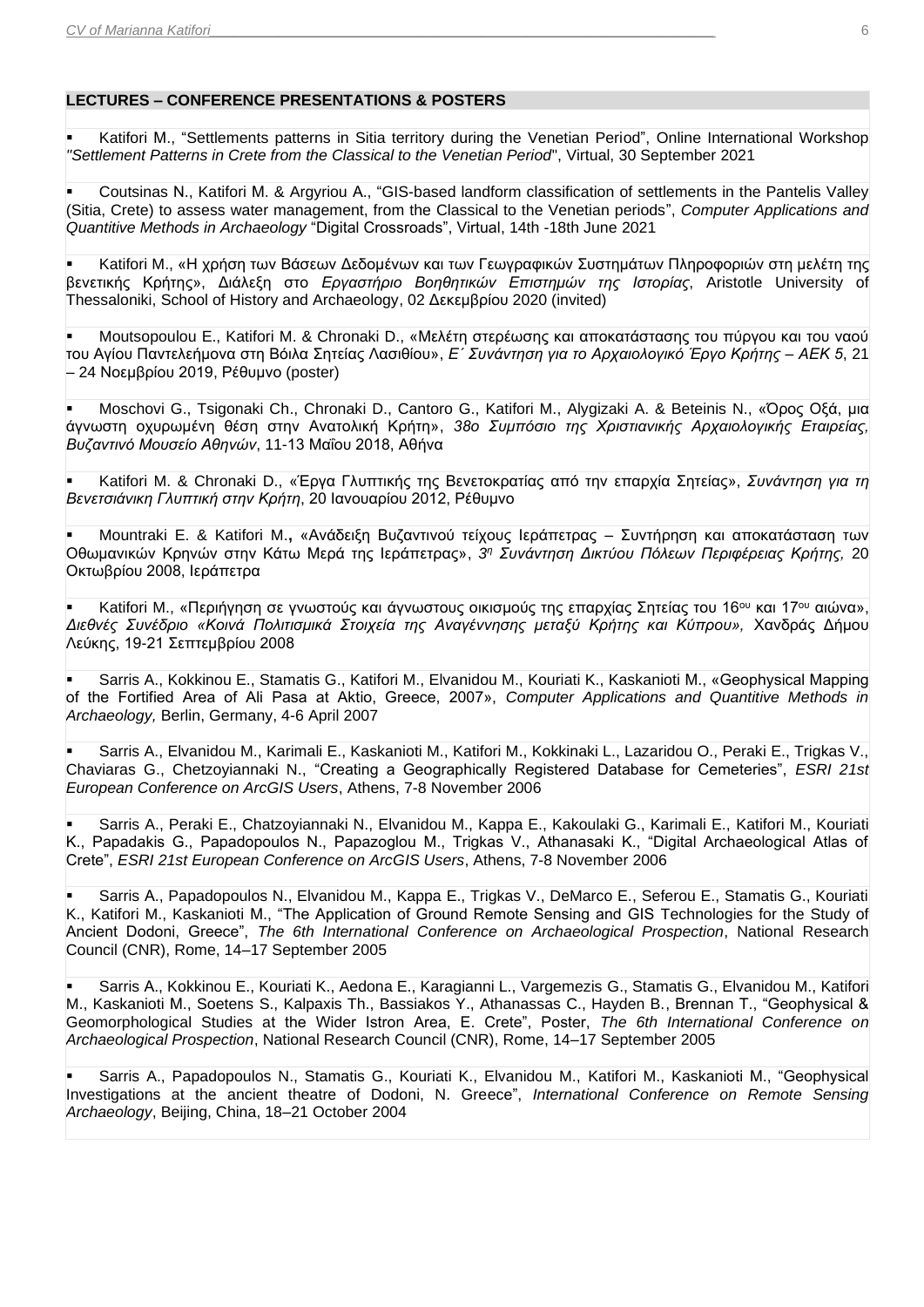## LECTURES – CONFERENCE PRESENTATIONS & POSTERS

- Katifori M., "Settlements patterns in Sitia territory during the Venetian Period", Online International Workshop *"Settlement Patterns in Crete from the Classical to the Venetian Period*", Virtual, 30 September 2021

- Coutsinas N., Katifori M. & Argyriou A., "GIS-based landform classification of settlements in the Pantelis Valley (Sitia, Crete) to assess water management, from the Classical to the Venetian periods", *Computer Applications and Quantitive Methods in Archaeology* "Digital Crossroads", Virtual, 14th -18th June 2021

- Katifori M., «Η χρήση των Βάσεων Δεδομένων και των Γεωγραφικών Συστημάτων Πληροφοριών στη μελέτη της βενετικής Κρήτης», Διάλεξη στο *Εργαστήριο Βοηθητικών Επιστημών της Ιστορίας*, Aristotle University of Thessaloniki, School of History and Archaeology, 02 Δεκεμβρίου 2020 (invited)

- Moutsopoulou E., Katifori M. & Chronaki D., «Μελέτη στερέωσης και αποκατάστασης του πύργου και του ναού του Αγίου Παντελεήμονα στη Βόιλα Σητείας Λασιθίου», *Ε΄ Συνάντηση για το Αρχαιολογικό Έργο Κρήτης – ΑΕΚ 5*, 21 – 24 Νοεμβρίου 2019, Ρέθυμνο (poster)

- Moschovi G., Tsigonaki Ch., Chronaki D., Cantoro G., Katifori M., Alygizaki A. & Beteinis N., «Όρος Οξά, μια άγνωστη οχυρωμένη θέση στην Ανατολική Κρήτη», *38ο Συμπόσιο της Χριστιανικής Αρχαιολογικής Εταιρείας, Βυζαντινό Μουσείο Αθηνών*, 11-13 Μαΐου 2018, Αθήνα

- Katifori M. & Chronaki D., «Έργα Γλυπτικής της Βενετοκρατίας από την επαρχία Σητείας», *Συνάντηση για τη Βενετσιάνικη Γλυπτική στην Κρήτη*, 20 Ιανουαρίου 2012, Ρέθυμνο

- Mountraki E. & Katifori M.**,** «Ανάδειξη Βυζαντινού τείχους Ιεράπετρας – Συντήρηση και αποκατάσταση των Οθωμανικών Κρηνών στην Κάτω Μερά της Ιεράπετρας», *3η Συνάντηση Δικτύου Πόλεων Περιφέρειας Κρήτης,* 20 Οκτωβρίου 2008, Ιεράπετρα

- Katifori M., «Περιήγηση σε γνωστούς και άγνωστους οικισμούς της επαρχίας Σητείας του 16ου και 17ου αιώνα», *Διεθνές Συνέδριο «Κοινά Πολιτισμικά Στοιχεία της Αναγέννησης μεταξύ Κρήτης και Κύπρου»,* Χανδράς Δήμου Λεύκης, 19-21 Σεπτεμβρίου 2008

- Sarris A., Kokkinou E., Stamatis G., Katifori M., Elvanidou M., Kouriati K., Kaskanioti M., «Geophysical Mapping of the Fortified Area of Ali Pasa at Aktio, Greece, 2007», *Computer Applications and Quantitive Methods in Archaeology,* Berlin, Germany, 4-6 April 2007

- Sarris A., Elvanidou M., Karimali E., Kaskanioti M., Katifori M., Kokkinaki L., Lazaridou O., Peraki E., Trigkas V., Chaviaras G., Chetzoyiannaki N., "Creating a Geographically Registered Database for Cemeteries", *ESRI 21st European Conference on ArcGIS Users*, Athens, 7-8 November 2006

- Sarris A., Peraki E., Chatzoyiannaki N., Elvanidou M., Kappa E., Kakoulaki G., Karimali E., Katifori M., Kouriati K., Papadakis G., Papadopoulos N., Papazoglou M., Trigkas V., Athanasaki K., "Digital Archaeological Atlas of Crete", *ESRI 21st European Conference on ArcGIS Users*, Athens, 7-8 November 2006

- Sarris A., Papadopoulos N., Elvanidou M., Kappa E., Trigkas V., DeMarco E., Seferou E., Stamatis G., Kouriati K., Katifori M., Kaskanioti M., "The Application of Ground Remote Sensing and GIS Technologies for the Study of Ancient Dodoni, Greece", *The 6th International Conference on Archaeological Prospection*, National Research Council (CNR), Rome, 14–17 September 2005

- Sarris A., Kokkinou E., Kouriati K., Aedona E., Karagianni L., Vargemezis G., Stamatis G., Elvanidou M., Katifori M., Kaskanioti M., Soetens S., Kalpaxis Th., Bassiakos Y., Athanassas C., Hayden B., Brennan T., "Geophysical & Geomorphological Studies at the Wider Istron Area, E. Crete", Poster, *The 6th International Conference on Archaeological Prospection*, National Research Council (CNR), Rome, 14–17 September 2005

- Sarris A., Papadopoulos N., Stamatis G., Kouriati K., Elvanidou M., Katifori M., Kaskanioti M., "Geophysical Investigations at the ancient theatre of Dodoni, N. Greece", *International Conference on Remote Sensing Archaeology*, Beijing, China, 18–21 October 2004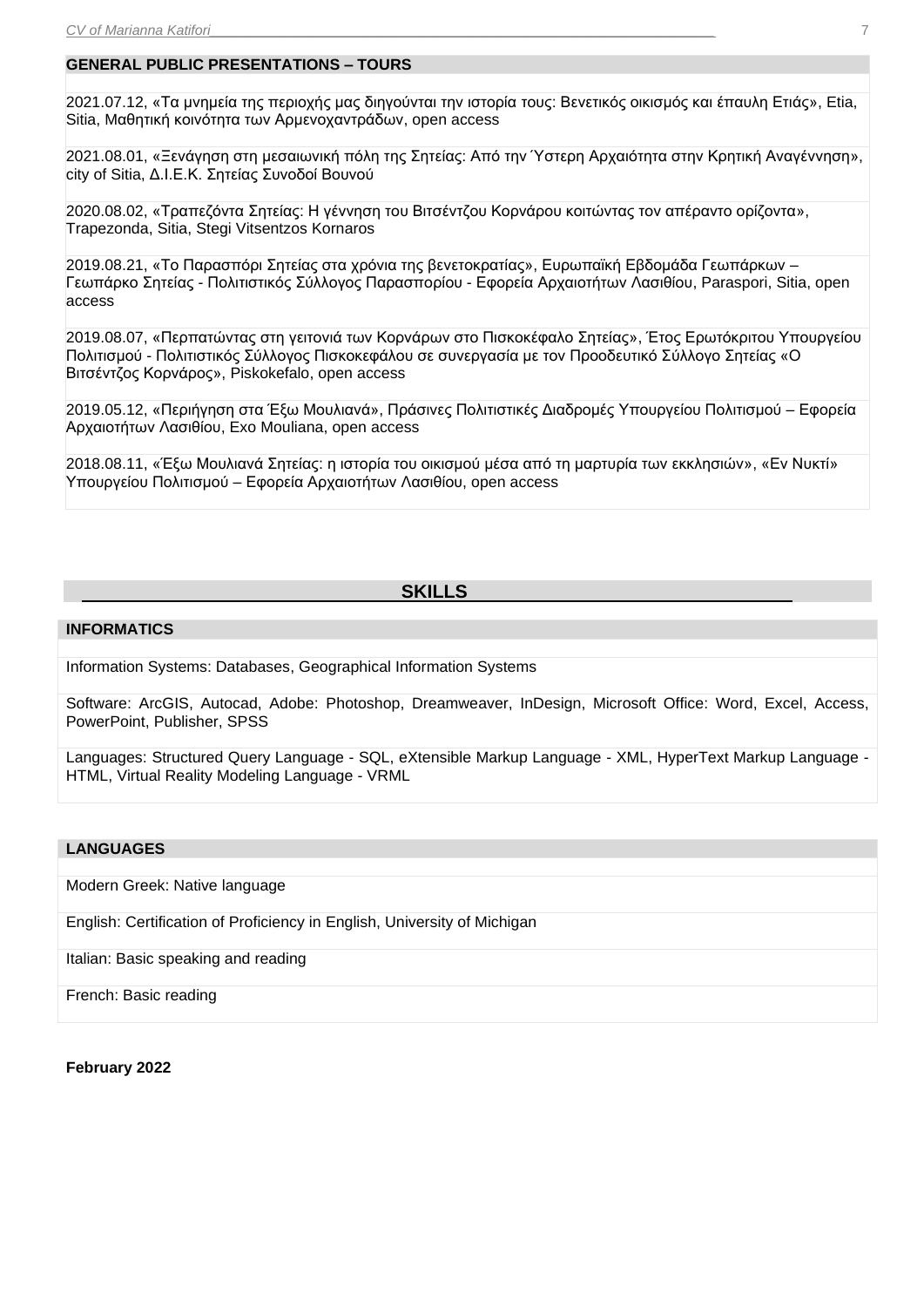## GENERAL PUBLIC PRESENTATIONS – TOURS

2021.07.12, «Τα μνημεία της περιοχής μας διηγούνται την ιστορία τους: Βενετικός οικισμός και έπαυλη Ετιάς», Etia, Sitia, Μαθητική κοινότητα των Αρμενοχαντράδων, open access

2021.08.01, «Ξενάγηση στη μεσαιωνική πόλη της Σητείας: Από την Ύστερη Αρχαιότητα στην Κρητική Αναγέννηση», city of Sitia, Δ.Ι.Ε.Κ. Σητείας Συνοδοί Βουνού

2020.08.02, «Τραπεζόντα Σητείας: Η γέννηση του Βιτσέντζου Κορνάρου κοιτώντας τον απέραντο ορίζοντα», Trapezonda, Sitia, Stegi Vitsentzos Kornaros

2019.08.21, «Το Παρασπόρι Σητείας στα χρόνια της βενετοκρατίας», Ευρωπαϊκή Εβδομάδα Γεωπάρκων – Γεωπάρκο Σητείας - Πολιτιστικός Σύλλογος Παρασπορίου - Εφορεία Αρχαιοτήτων Λασιθίου, Paraspori, Sitia, open access

2019.08.07, «Περπατώντας στη γειτονιά των Κορνάρων στο Πισκοκέφαλο Σητείας», Έτος Ερωτόκριτου Υπουργείου Πολιτισμού - Πολιτιστικός Σύλλογος Πισκοκεφάλου σε συνεργασία με τον Προοδευτικό Σύλλογο Σητείας «Ο Βιτσέντζος Κορνάρος», Piskokefalo, open access

2019.05.12, «Περιήγηση στα Έξω Μουλιανά», Πράσινες Πολιτιστικές Διαδρομές Υπουργείου Πολιτισμού – Εφορεία Αρχαιοτήτων Λασιθίου, Exo Mouliana, open access

2018.08.11, «Έξω Μουλιανά Σητείας: η ιστορία του οικισμού μέσα από τη μαρτυρία των εκκλησιών», «Εν Νυκτί» Υπουργείου Πολιτισμού – Εφορεία Αρχαιοτήτων Λασιθίου, open access

# SKILLS

## INFORMATICS

Information Systems: Databases, Geographical Information Systems

Software: ArcGIS, Autocad, Adobe: Photoshop, Dreamweaver, InDesign, Microsoft Office: Word, Excel, Access, PowerPoint, Publisher, SPSS

Languages: Structured Query Language - SQL, eXtensible Markup Language - XML, HyperText Markup Language - HTML, Virtual Reality Modeling Language - VRML

## LANGUAGES

Modern Greek: Native language

English: Certification of Proficiency in English, University of Michigan

Italian: Basic speaking and reading

French: Basic reading

**February 2022**